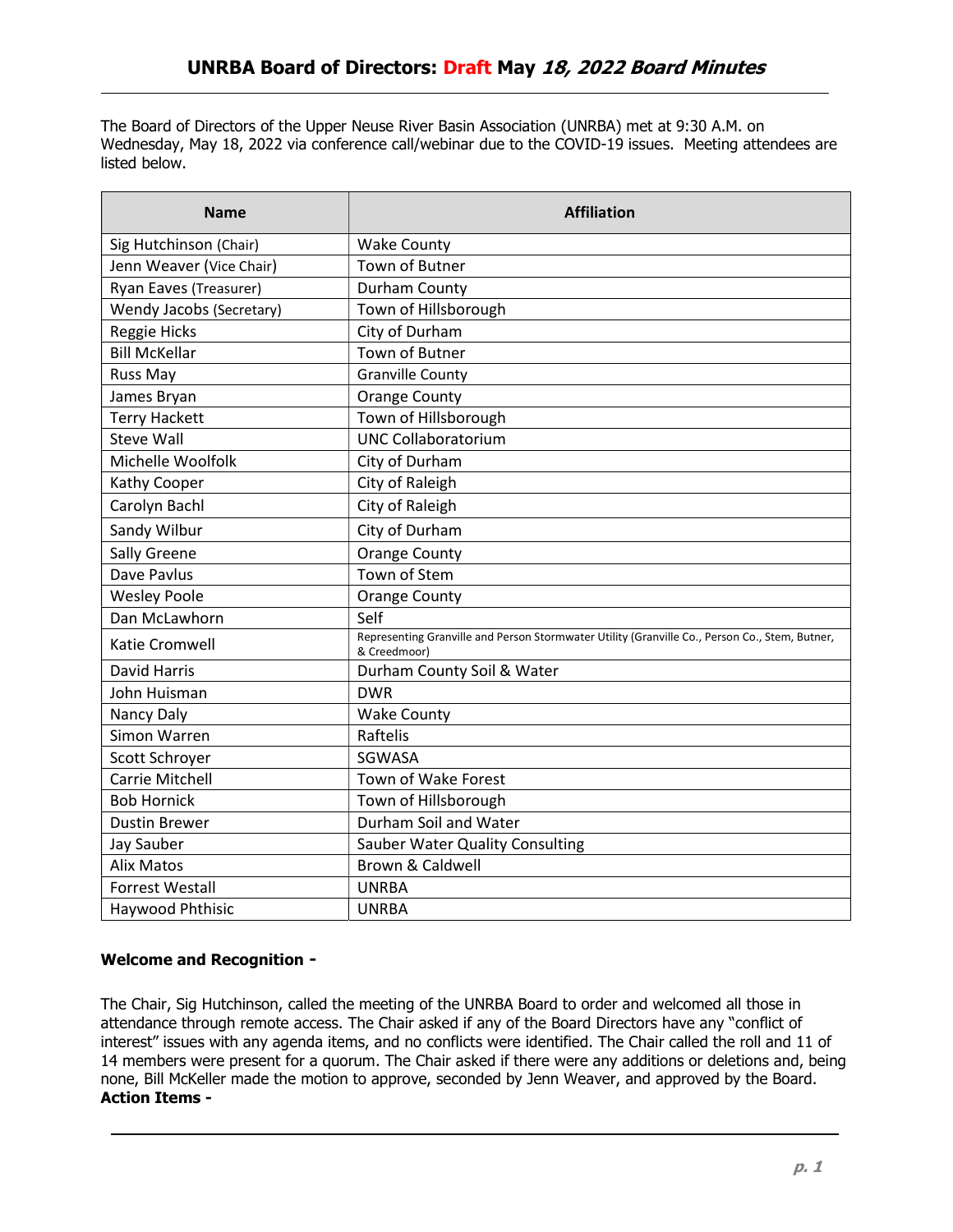# UNRBA Board of Directors: Draft May *18, 2022 Board Minutes*

The Board of Directors of the Upper Neuse River Basin Association (UNRBA) met at 9:30 A.M. on Wednesday, May 18, 2022 via conference call/webinar due to the COVID-19 issues. Meeting attendees are listed below.

| Name | Affiliation |
|---|---|
| Sig Hutchinson (Chair) | Wake County |
| Jenn Weaver (Vice Chair) | Town of Butner |
| Ryan Eaves (Treasurer) | Durham County |
| Wendy Jacobs (Secretary) | Town of Hillsborough |
| Reggie Hicks | City of Durham |
| Bill McKellar | Town of Butner |
| Russ May | Granville County |
| James Bryan | Orange County |
| Terry Hackett | Town of Hillsborough |
| Steve Wall | UNC Collaboratorium |
| Michelle Woolfolk | City of Durham |
| Kathy Cooper | City of Raleigh |
| Carolyn Bachl | City of Raleigh |
| Sandy Wilbur | City of Durham |
| Sally Greene | Orange County |
| Dave Pavlus | Town of Stem |
| Wesley Poole | Orange County |
| Dan McLawhorn | Self |
| Katie Cromwell | Representing Granville and Person Stormwater Utility (Granville Co., Person Co., Stem, Butner, & Creedmoor) |
| David Harris | Durham County Soil & Water |
| John Huisman | DWR |
| Nancy Daly | Wake County |
| Simon Warren | Raftelis |
| Scott Schroyer | SGWASA |
| Carrie Mitchell | Town of Wake Forest |
| Bob Hornick | Town of Hillsborough |
| Dustin Brewer | Durham Soil and Water |
| Jay Sauber | Sauber Water Quality Consulting |
| Alix Matos | Brown & Caldwell |
| Forrest Westall | UNRBA |
| Haywood Phthisic | UNRBA |

**Welcome and Recognition -**

The Chair, Sig Hutchinson, called the meeting of the UNRBA Board to order and welcomed all those in attendance through remote access. The Chair asked if any of the Board Directors have any "conflict of interest" issues with any agenda items, and no conflicts were identified. The Chair called the roll and 11 of 14 members were present for a quorum. The Chair asked if there were any additions or deletions and, being none, Bill McKeller made the motion to approve, seconded by Jenn Weaver, and approved by the Board.

**Action Items -**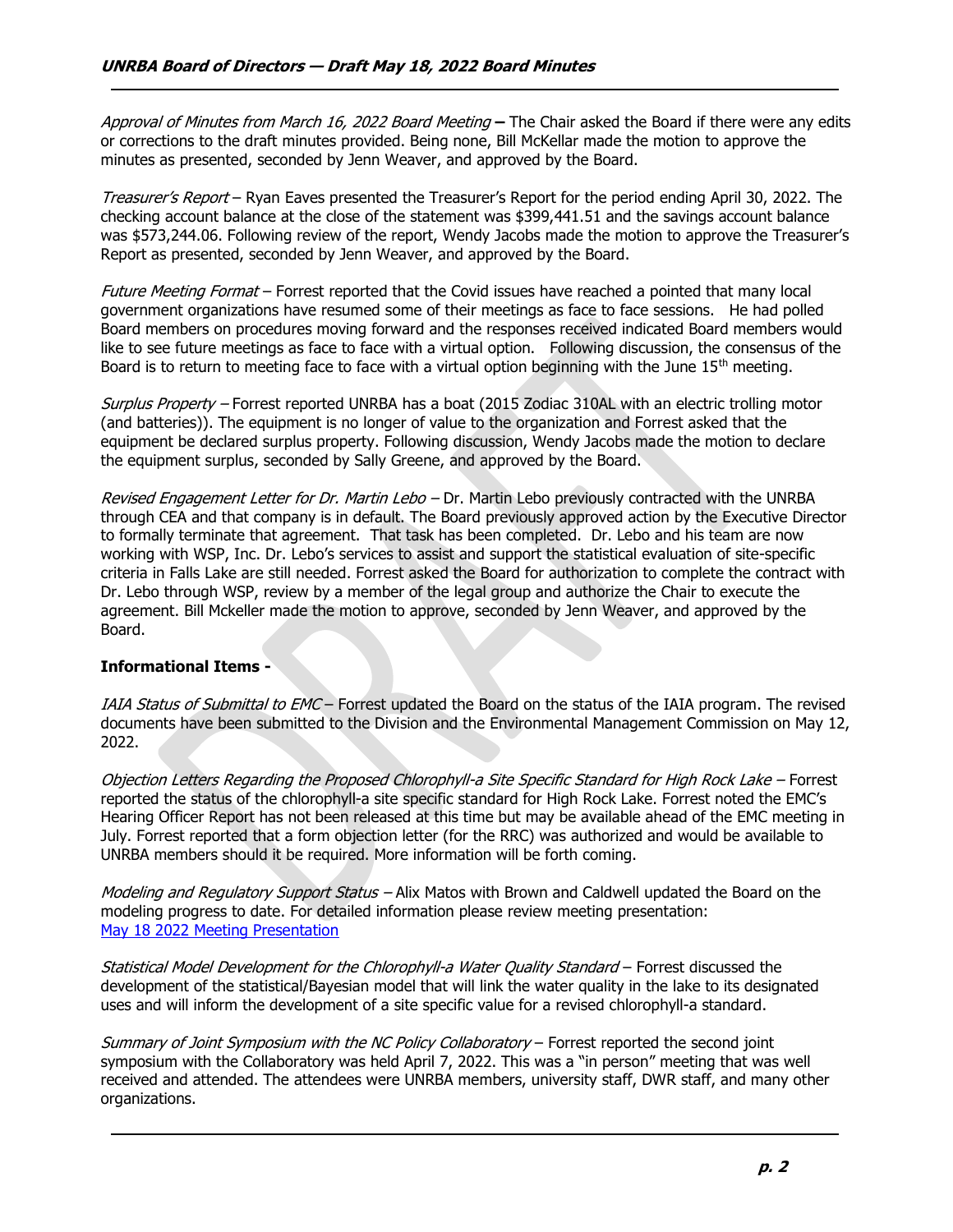*Approval of Minutes from March 16, 2022 Board Meeting* **–** The Chair asked the Board if there were any edits or corrections to the draft minutes provided. Being none, Bill McKellar made the motion to approve the minutes as presented, seconded by Jenn Weaver, and approved by the Board.

*Treasurer's Report* – Ryan Eaves presented the Treasurer's Report for the period ending April 30, 2022. The checking account balance at the close of the statement was $399,441.51 and the savings account balance was $573,244.06. Following review of the report, Wendy Jacobs made the motion to approve the Treasurer's Report as presented, seconded by Jenn Weaver, and approved by the Board.

*Future Meeting Format* – Forrest reported that the Covid issues have reached a pointed that many local government organizations have resumed some of their meetings as face to face sessions. He had polled Board members on procedures moving forward and the responses received indicated Board members would like to see future meetings as face to face with a virtual option. Following discussion, the consensus of the Board is to return to meeting face to face with a virtual option beginning with the June 15th meeting.

*Surplus Property* – Forrest reported UNRBA has a boat (2015 Zodiac 310AL with an electric trolling motor (and batteries)). The equipment is no longer of value to the organization and Forrest asked that the equipment be declared surplus property. Following discussion, Wendy Jacobs made the motion to declare the equipment surplus, seconded by Sally Greene, and approved by the Board.

*Revised Engagement Letter for Dr. Martin Lebo* – Dr. Martin Lebo previously contracted with the UNRBA through CEA and that company is in default. The Board previously approved action by the Executive Director to formally terminate that agreement. That task has been completed. Dr. Lebo and his team are now working with WSP, Inc. Dr. Lebo's services to assist and support the statistical evaluation of site-specific criteria in Falls Lake are still needed. Forrest asked the Board for authorization to complete the contract with Dr. Lebo through WSP, review by a member of the legal group and authorize the Chair to execute the agreement. Bill Mckeller made the motion to approve, seconded by Jenn Weaver, and approved by the Board.

**Informational Items -**

*IAIA Status of Submittal to EMC* – Forrest updated the Board on the status of the IAIA program. The revised documents have been submitted to the Division and the Environmental Management Commission on May 12, 2022.

*Objection Letters Regarding the Proposed Chlorophyll-a Site Specific Standard for High Rock Lake* – Forrest reported the status of the chlorophyll-a site specific standard for High Rock Lake. Forrest noted the EMC's Hearing Officer Report has not been released at this time but may be available ahead of the EMC meeting in July. Forrest reported that a form objection letter (for the RRC) was authorized and would be available to UNRBA members should it be required. More information will be forth coming.

*Modeling and Regulatory Support Status* – Alix Matos with Brown and Caldwell updated the Board on the modeling progress to date. For detailed information please review meeting presentation: [May 18 2022 Meeting Presentation]

*Statistical Model Development for the Chlorophyll-a Water Quality Standard* – Forrest discussed the development of the statistical/Bayesian model that will link the water quality in the lake to its designated uses and will inform the development of a site specific value for a revised chlorophyll-a standard.

*Summary of Joint Symposium with the NC Policy Collaboratory* – Forrest reported the second joint symposium with the Collaboratory was held April 7, 2022. This was a "in person" meeting that was well received and attended. The attendees were UNRBA members, university staff, DWR staff, and many other organizations.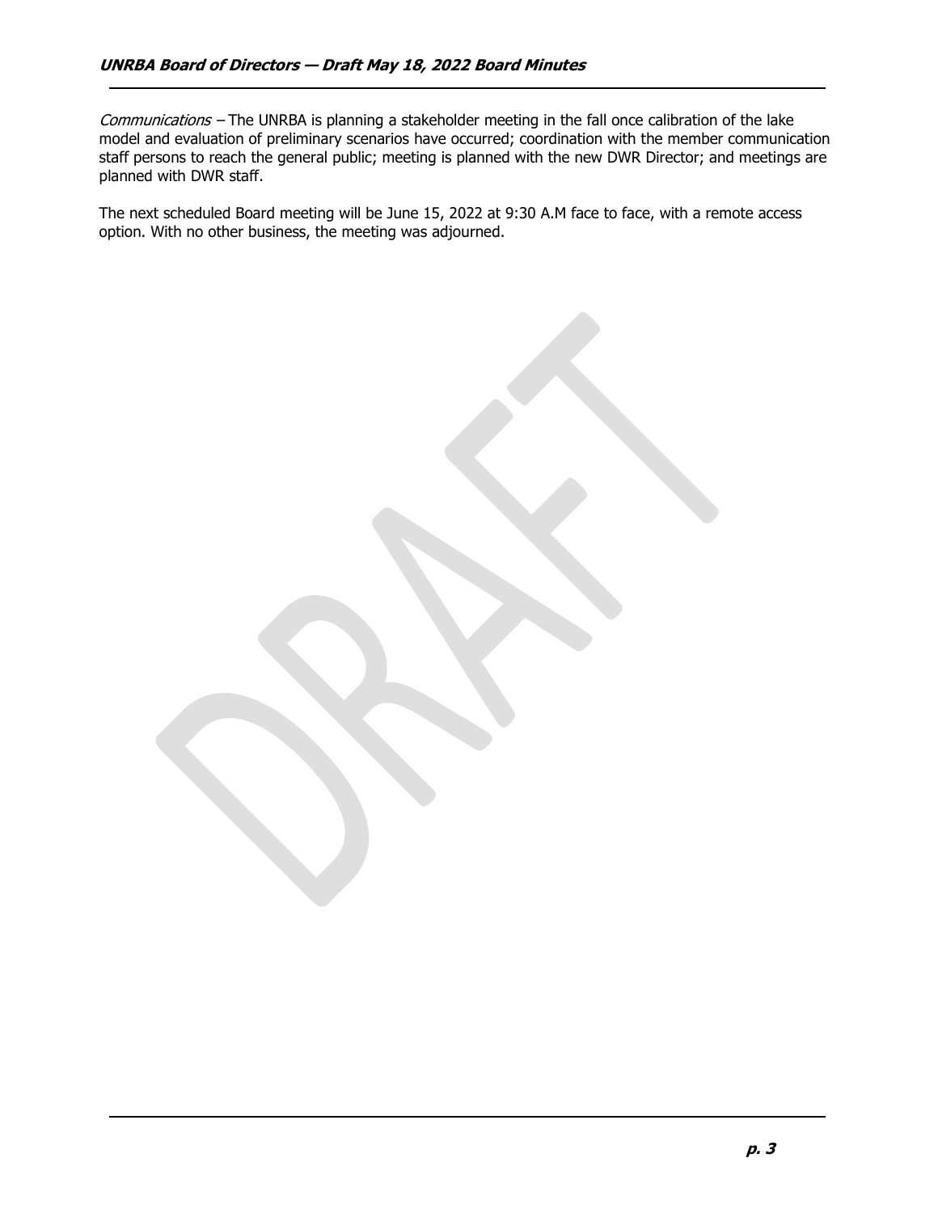*Communications* – The UNRBA is planning a stakeholder meeting in the fall once calibration of the lake model and evaluation of preliminary scenarios have occurred; coordination with the member communication staff persons to reach the general public; meeting is planned with the new DWR Director; and meetings are planned with DWR staff.

The next scheduled Board meeting will be June 15, 2022 at 9:30 A.M face to face, with a remote access option. With no other business, the meeting was adjourned.